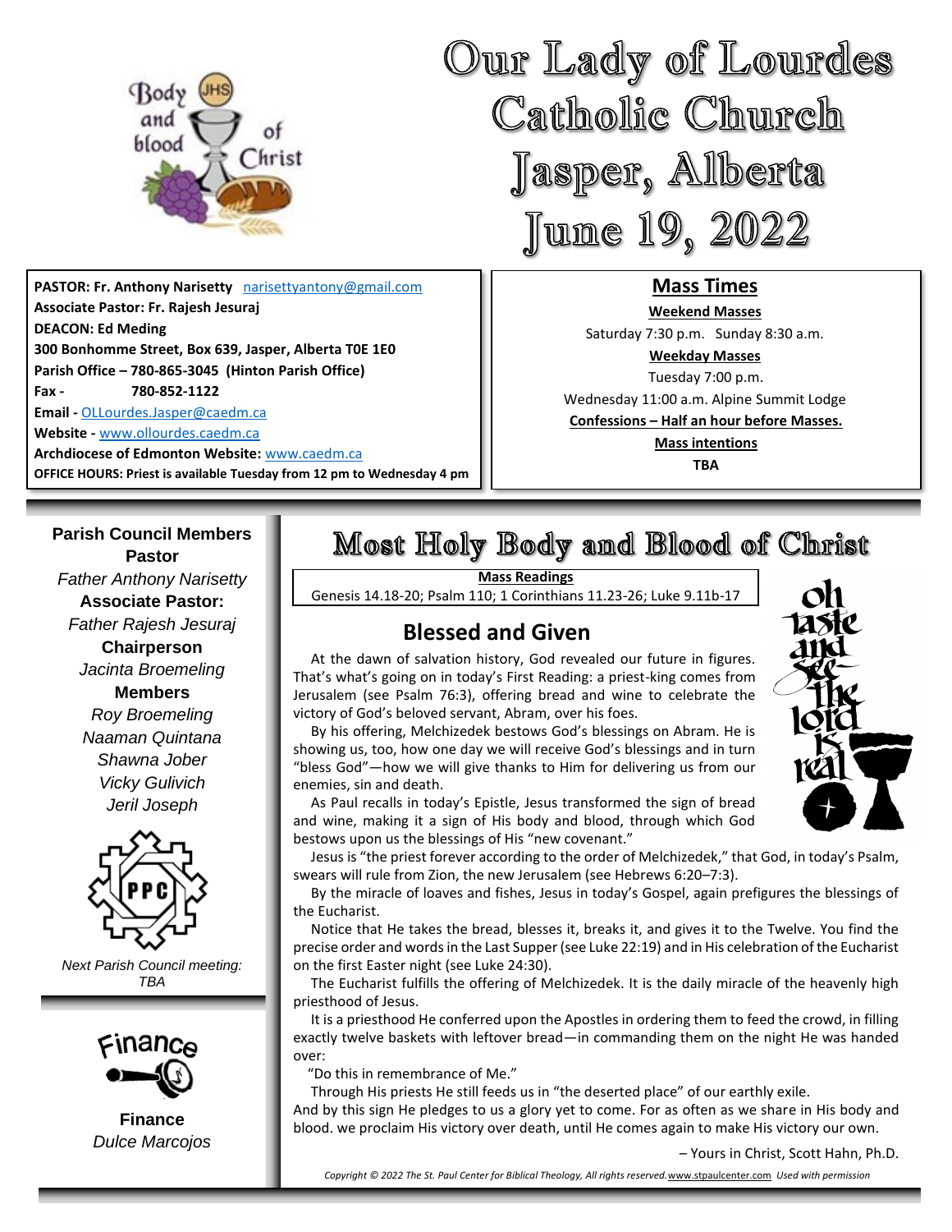# Our Lady of Lourdes Catholic Church Jasper, Alberta June 19, 2022

**PASTOR: Fr. Anthony Narisetty** narisettyantony@gmail.com
**Associate Pastor: Fr. Rajesh Jesuraj**
**DEACON: Ed Meding**
**300 Bonhomme Street, Box 639, Jasper, Alberta T0E 1E0**
**Parish Office – 780-865-3045 (Hinton Parish Office)**
**Fax - 780-852-1122**
**Email -** OLLourdes.Jasper@caedm.ca
**Website -** www.ollourdes.caedm.ca
**Archdiocese of Edmonton Website:** www.caedm.ca
**OFFICE HOURS: Priest is available Tuesday from 12 pm to Wednesday 4 pm**

## Mass Times

**Weekend Masses**
Saturday 7:30 p.m. Sunday 8:30 a.m.

**Weekday Masses**
Tuesday 7:00 p.m.
Wednesday 11:00 a.m. Alpine Summit Lodge

**Confessions – Half an hour before Masses.**

**Mass intentions**
**TBA**

**Parish Council Members**

**Pastor**
*Father Anthony Narisetty*
**Associate Pastor:**
*Father Rajesh Jesuraj*
**Chairperson**
*Jacinta Broemeling*
**Members**
*Roy Broemeling*
*Naaman Quintana*
*Shawna Jober*
*Vicky Gulivich*
*Jeril Joseph*

*Next Parish Council meeting: TBA*

**Finance**
*Dulce Marcojos*

# Most Holy Body and Blood of Christ

**Mass Readings**
Genesis 14.18-20; Psalm 110; 1 Corinthians 11.23-26; Luke 9.11b-17

## Blessed and Given

At the dawn of salvation history, God revealed our future in figures. That's what's going on in today's First Reading: a priest-king comes from Jerusalem (see Psalm 76:3), offering bread and wine to celebrate the victory of God's beloved servant, Abram, over his foes.

By his offering, Melchizedek bestows God's blessings on Abram. He is showing us, too, how one day we will receive God's blessings and in turn "bless God"—how we will give thanks to Him for delivering us from our enemies, sin and death.

As Paul recalls in today's Epistle, Jesus transformed the sign of bread and wine, making it a sign of His body and blood, through which God bestows upon us the blessings of His "new covenant."

Jesus is "the priest forever according to the order of Melchizedek," that God, in today's Psalm, swears will rule from Zion, the new Jerusalem (see Hebrews 6:20–7:3).

By the miracle of loaves and fishes, Jesus in today's Gospel, again prefigures the blessings of the Eucharist.

Notice that He takes the bread, blesses it, breaks it, and gives it to the Twelve. You find the precise order and words in the Last Supper (see Luke 22:19) and in His celebration of the Eucharist on the first Easter night (see Luke 24:30).

The Eucharist fulfills the offering of Melchizedek. It is the daily miracle of the heavenly high priesthood of Jesus.

It is a priesthood He conferred upon the Apostles in ordering them to feed the crowd, in filling exactly twelve baskets with leftover bread—in commanding them on the night He was handed over:

"Do this in remembrance of Me."

Through His priests He still feeds us in "the deserted place" of our earthly exile.

And by this sign He pledges to us a glory yet to come. For as often as we share in His body and blood. we proclaim His victory over death, until He comes again to make His victory our own.

– Yours in Christ, Scott Hahn, Ph.D.

*Copyright © 2022 The St. Paul Center for Biblical Theology, All rights reserved.* www.stpaulcenter.com *Used with permission*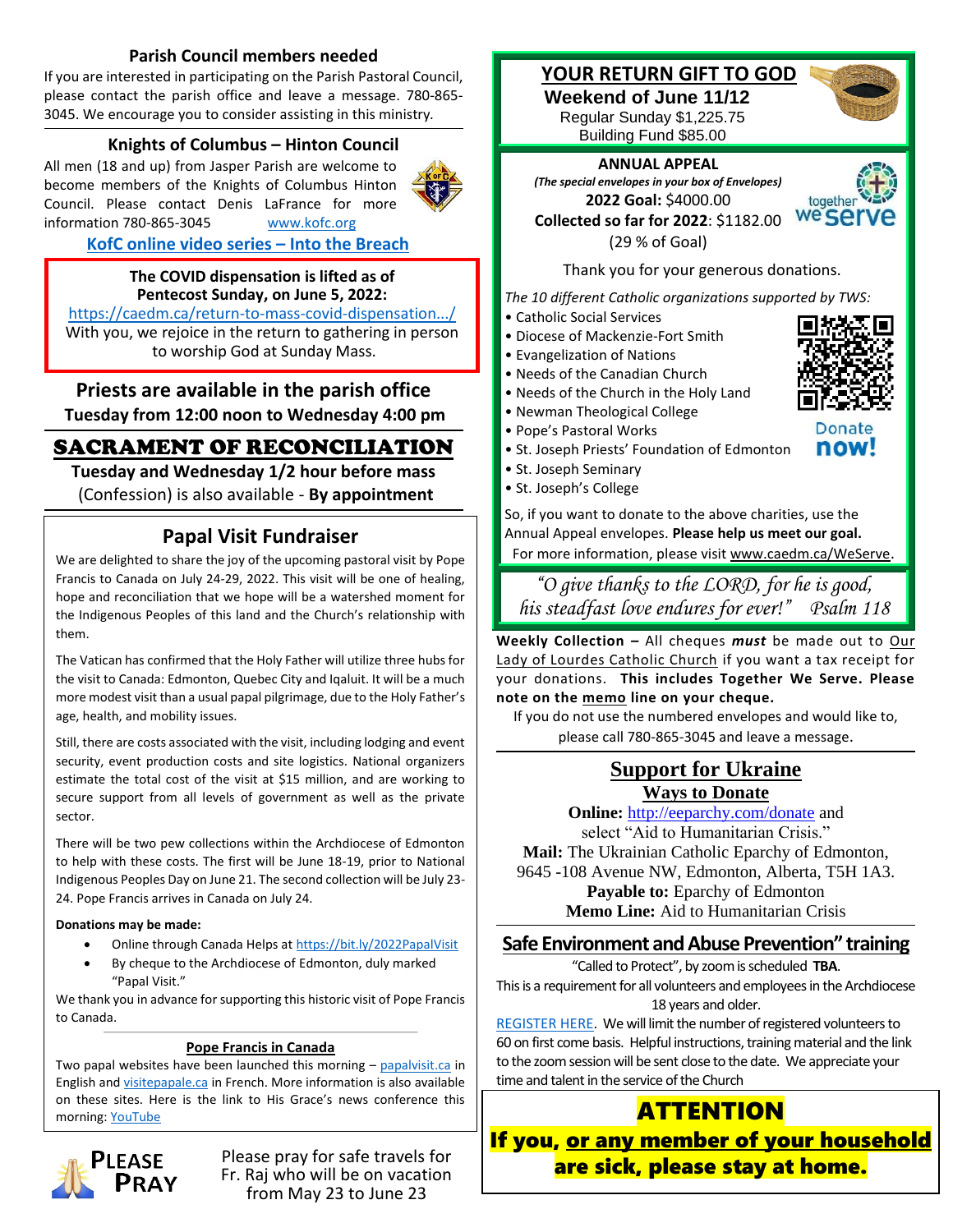## Parish Council members needed

If you are interested in participating on the Parish Pastoral Council, please contact the parish office and leave a message. 780-865-3045. We encourage you to consider assisting in this ministry.

## Knights of Columbus – Hinton Council

All men (18 and up) from Jasper Parish are welcome to become members of the Knights of Columbus Hinton Council. Please contact Denis LaFrance for more information 780-865-3045 www.kofc.org

**KofC online video series – Into the Breach**

**The COVID dispensation is lifted as of Pentecost Sunday, on June 5, 2022:**
https://caedm.ca/return-to-mass-covid-dispensation.../
With you, we rejoice in the return to gathering in person to worship God at Sunday Mass.

## Priests are available in the parish office

**Tuesday from 12:00 noon to Wednesday 4:00 pm**

## SACRAMENT OF RECONCILIATION

**Tuesday and Wednesday 1/2 hour before mass**
(Confession) is also available - **By appointment**

## Papal Visit Fundraiser

We are delighted to share the joy of the upcoming pastoral visit by Pope Francis to Canada on July 24-29, 2022. This visit will be one of healing, hope and reconciliation that we hope will be a watershed moment for the Indigenous Peoples of this land and the Church's relationship with them.

The Vatican has confirmed that the Holy Father will utilize three hubs for the visit to Canada: Edmonton, Quebec City and Iqaluit. It will be a much more modest visit than a usual papal pilgrimage, due to the Holy Father's age, health, and mobility issues.

Still, there are costs associated with the visit, including lodging and event security, event production costs and site logistics. National organizers estimate the total cost of the visit at $15 million, and are working to secure support from all levels of government as well as the private sector.

There will be two pew collections within the Archdiocese of Edmonton to help with these costs. The first will be June 18-19, prior to National Indigenous Peoples Day on June 21. The second collection will be July 23-24. Pope Francis arrives in Canada on July 24.

**Donations may be made:**

- Online through Canada Helps at https://bit.ly/2022PapalVisit
- By cheque to the Archdiocese of Edmonton, duly marked "Papal Visit."

We thank you in advance for supporting this historic visit of Pope Francis to Canada.

### Pope Francis in Canada

Two papal websites have been launched this morning – papalvisit.ca in English and visitepapale.ca in French. More information is also available on these sites. Here is the link to His Grace's news conference this morning: YouTube

**PLEASE PRAY**

Please pray for safe travels for Fr. Raj who will be on vacation from May 23 to June 23

## YOUR RETURN GIFT TO GOD

**Weekend of June 11/12**
Regular Sunday $1,225.75
Building Fund $85.00

**ANNUAL APPEAL**
***(The special envelopes in your box of Envelopes)***
**2022 Goal:** $4000.00
**Collected so far for 2022**: $1182.00
(29 % of Goal)

together we serve

Thank you for your generous donations.

*The 10 different Catholic organizations supported by TWS:*

- Catholic Social Services
- Diocese of Mackenzie-Fort Smith
- Evangelization of Nations
- Needs of the Canadian Church
- Needs of the Church in the Holy Land
- Newman Theological College
- Pope's Pastoral Works
- St. Joseph Priests' Foundation of Edmonton
- St. Joseph Seminary
- St. Joseph's College

Donate now!

So, if you want to donate to the above charities, use the Annual Appeal envelopes. **Please help us meet our goal.** For more information, please visit www.caedm.ca/WeServe.

*"O give thanks to the LORD, for he is good, his steadfast love endures for ever!" Psalm 118*

**Weekly Collection –** All cheques ***must*** be made out to Our Lady of Lourdes Catholic Church if you want a tax receipt for your donations. **This includes Together We Serve. Please note on the memo line on your cheque.**
If you do not use the numbered envelopes and would like to, please call 780-865-3045 and leave a message.

## Support for Ukraine

**Ways to Donate**

**Online:** http://eeparchy.com/donate and select "Aid to Humanitarian Crisis."
**Mail:** The Ukrainian Catholic Eparchy of Edmonton, 9645 -108 Avenue NW, Edmonton, Alberta, T5H 1A3.
**Payable to:** Eparchy of Edmonton
**Memo Line:** Aid to Humanitarian Crisis

## Safe Environment and Abuse Prevention" training

"Called to Protect", by zoom is scheduled **TBA**.
This is a requirement for all volunteers and employees in the Archdiocese 18 years and older.
REGISTER HERE. We will limit the number of registered volunteers to 60 on first come basis. Helpful instructions, training material and the link to the zoom session will be sent close to the date. We appreciate your time and talent in the service of the Church

## ATTENTION

**If you, or any member of your household are sick, please stay at home.**